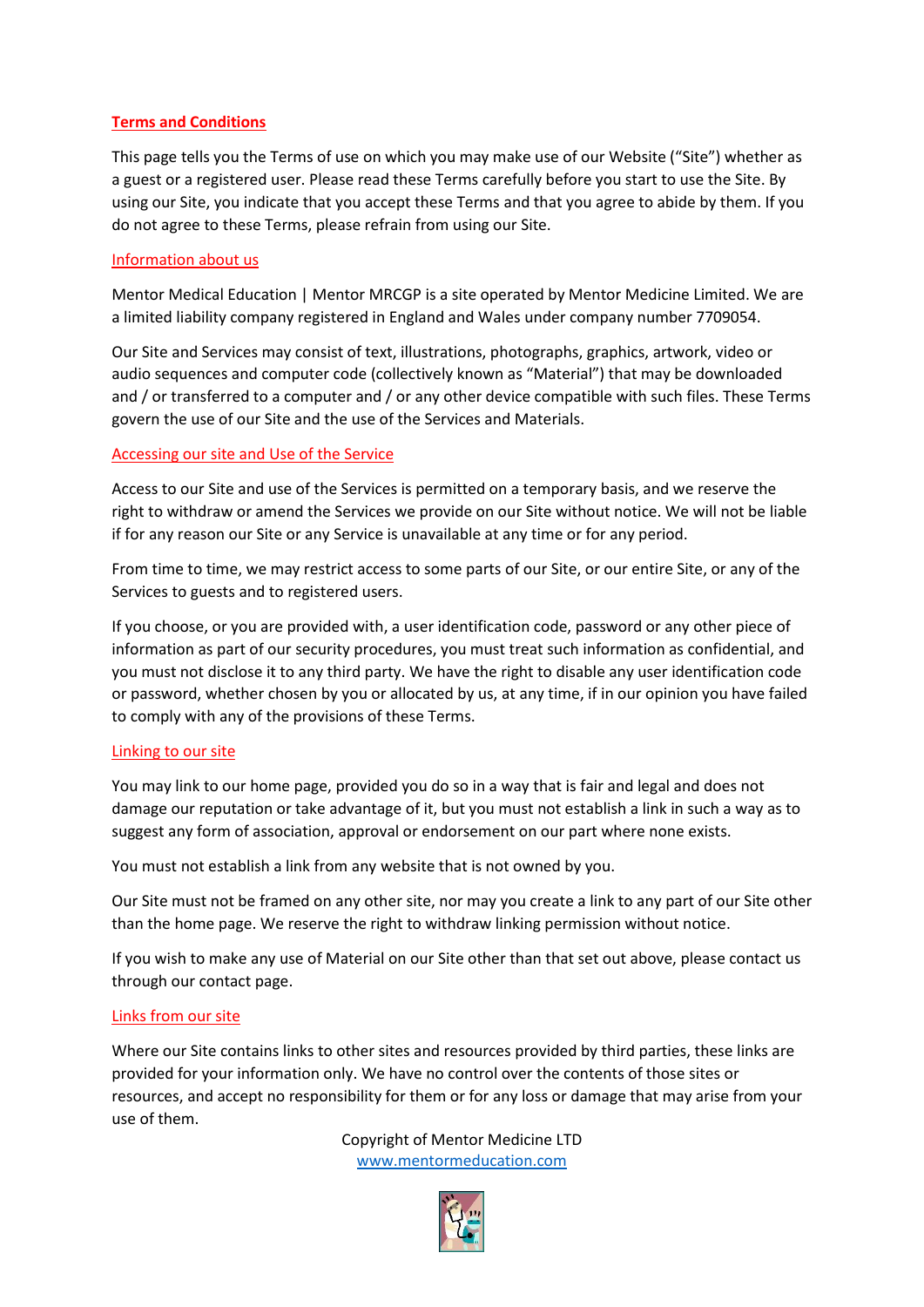## Terms and Conditions

This page tells you the Terms of use on which you may make use of our Website ("Site") whether as a guest or a registered user. Please read these Terms carefully before you start to use the Site. By using our Site, you indicate that you accept these Terms and that you agree to abide by them. If you do not agree to these Terms, please refrain from using our Site.

### Information about us

Mentor Medical Education | Mentor MRCGP is a site operated by Mentor Medicine Limited. We are a limited liability company registered in England and Wales under company number 7709054.

Our Site and Services may consist of text, illustrations, photographs, graphics, artwork, video or audio sequences and computer code (collectively known as "Material") that may be downloaded and / or transferred to a computer and / or any other device compatible with such files. These Terms govern the use of our Site and the use of the Services and Materials.

### Accessing our site and Use of the Service

Access to our Site and use of the Services is permitted on a temporary basis, and we reserve the right to withdraw or amend the Services we provide on our Site without notice. We will not be liable if for any reason our Site or any Service is unavailable at any time or for any period.

From time to time, we may restrict access to some parts of our Site, or our entire Site, or any of the Services to guests and to registered users.

If you choose, or you are provided with, a user identification code, password or any other piece of information as part of our security procedures, you must treat such information as confidential, and you must not disclose it to any third party. We have the right to disable any user identification code or password, whether chosen by you or allocated by us, at any time, if in our opinion you have failed to comply with any of the provisions of these Terms.

### Linking to our site

You may link to our home page, provided you do so in a way that is fair and legal and does not damage our reputation or take advantage of it, but you must not establish a link in such a way as to suggest any form of association, approval or endorsement on our part where none exists.

You must not establish a link from any website that is not owned by you.

Our Site must not be framed on any other site, nor may you create a link to any part of our Site other than the home page. We reserve the right to withdraw linking permission without notice.

If you wish to make any use of Material on our Site other than that set out above, please contact us through our contact page.

### Links from our site

Where our Site contains links to other sites and resources provided by third parties, these links are provided for your information only. We have no control over the contents of those sites or resources, and accept no responsibility for them or for any loss or damage that may arise from your use of them.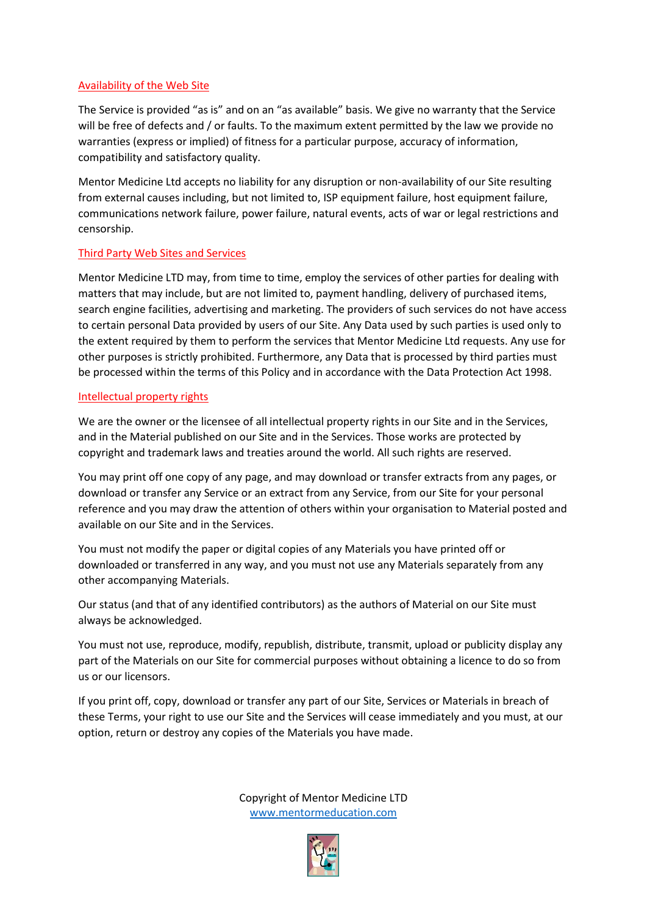## Availability of the Web Site

The Service is provided "as is" and on an "as available" basis. We give no warranty that the Service will be free of defects and / or faults. To the maximum extent permitted by the law we provide no warranties (express or implied) of fitness for a particular purpose, accuracy of information, compatibility and satisfactory quality.

Mentor Medicine Ltd accepts no liability for any disruption or non-availability of our Site resulting from external causes including, but not limited to, ISP equipment failure, host equipment failure, communications network failure, power failure, natural events, acts of war or legal restrictions and censorship.

## Third Party Web Sites and Services

Mentor Medicine LTD may, from time to time, employ the services of other parties for dealing with matters that may include, but are not limited to, payment handling, delivery of purchased items, search engine facilities, advertising and marketing. The providers of such services do not have access to certain personal Data provided by users of our Site. Any Data used by such parties is used only to the extent required by them to perform the services that Mentor Medicine Ltd requests. Any use for other purposes is strictly prohibited. Furthermore, any Data that is processed by third parties must be processed within the terms of this Policy and in accordance with the Data Protection Act 1998.

## Intellectual property rights

We are the owner or the licensee of all intellectual property rights in our Site and in the Services, and in the Material published on our Site and in the Services. Those works are protected by copyright and trademark laws and treaties around the world. All such rights are reserved.

You may print off one copy of any page, and may download or transfer extracts from any pages, or download or transfer any Service or an extract from any Service, from our Site for your personal reference and you may draw the attention of others within your organisation to Material posted and available on our Site and in the Services.

You must not modify the paper or digital copies of any Materials you have printed off or downloaded or transferred in any way, and you must not use any Materials separately from any other accompanying Materials.

Our status (and that of any identified contributors) as the authors of Material on our Site must always be acknowledged.

You must not use, reproduce, modify, republish, distribute, transmit, upload or publicity display any part of the Materials on our Site for commercial purposes without obtaining a licence to do so from us or our licensors.

If you print off, copy, download or transfer any part of our Site, Services or Materials in breach of these Terms, your right to use our Site and the Services will cease immediately and you must, at our option, return or destroy any copies of the Materials you have made.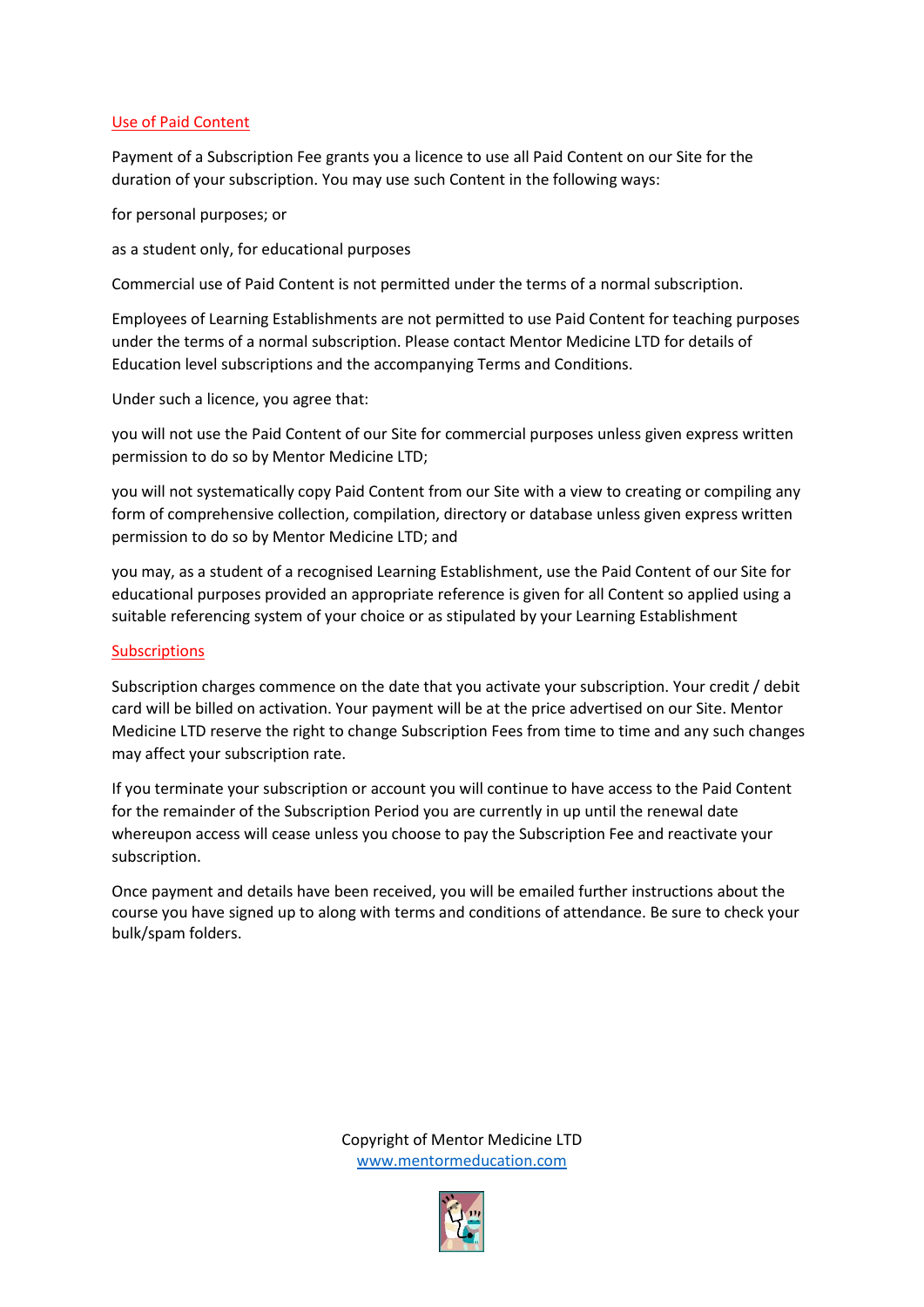## Use of Paid Content

Payment of a Subscription Fee grants you a licence to use all Paid Content on our Site for the duration of your subscription. You may use such Content in the following ways:

for personal purposes; or

as a student only, for educational purposes

Commercial use of Paid Content is not permitted under the terms of a normal subscription.

Employees of Learning Establishments are not permitted to use Paid Content for teaching purposes under the terms of a normal subscription. Please contact Mentor Medicine LTD for details of Education level subscriptions and the accompanying Terms and Conditions.

Under such a licence, you agree that:

you will not use the Paid Content of our Site for commercial purposes unless given express written permission to do so by Mentor Medicine LTD;

you will not systematically copy Paid Content from our Site with a view to creating or compiling any form of comprehensive collection, compilation, directory or database unless given express written permission to do so by Mentor Medicine LTD; and

you may, as a student of a recognised Learning Establishment, use the Paid Content of our Site for educational purposes provided an appropriate reference is given for all Content so applied using a suitable referencing system of your choice or as stipulated by your Learning Establishment

## Subscriptions

Subscription charges commence on the date that you activate your subscription. Your credit / debit card will be billed on activation. Your payment will be at the price advertised on our Site. Mentor Medicine LTD reserve the right to change Subscription Fees from time to time and any such changes may affect your subscription rate.

If you terminate your subscription or account you will continue to have access to the Paid Content for the remainder of the Subscription Period you are currently in up until the renewal date whereupon access will cease unless you choose to pay the Subscription Fee and reactivate your subscription.

Once payment and details have been received, you will be emailed further instructions about the course you have signed up to along with terms and conditions of attendance. Be sure to check your bulk/spam folders.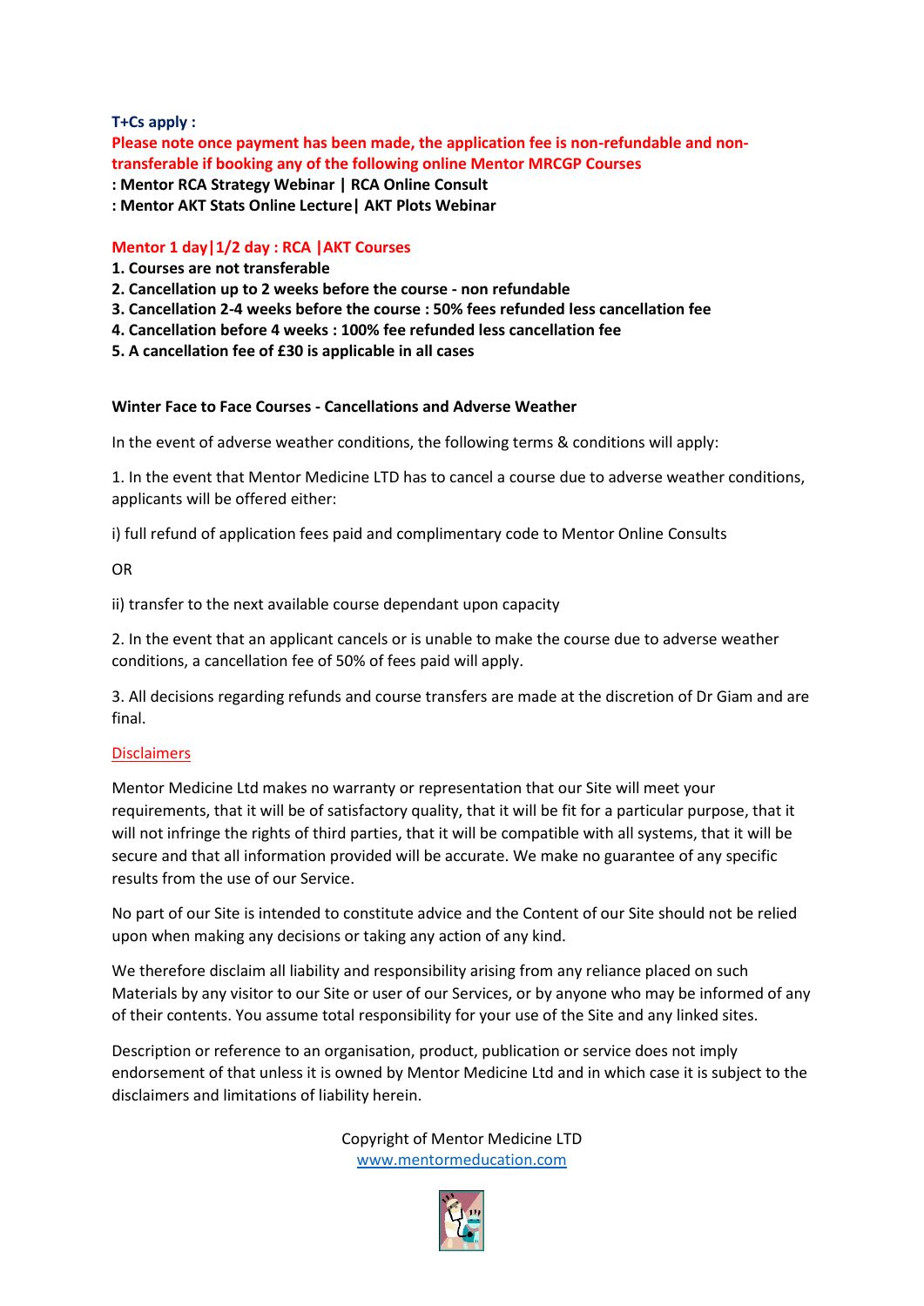**T+Cs apply :**

**Please note once payment has been made, the application fee is non-refundable and non-transferable if booking any of the following online Mentor MRCGP Courses**

**: Mentor RCA Strategy Webinar | RCA Online Consult**

**: Mentor AKT Stats Online Lecture| AKT Plots Webinar**

**Mentor 1 day|1/2 day : RCA |AKT Courses**

**1. Courses are not transferable**

**2. Cancellation up to 2 weeks before the course - non refundable**

**3. Cancellation 2-4 weeks before the course : 50% fees refunded less cancellation fee**

**4. Cancellation before 4 weeks : 100% fee refunded less cancellation fee**

**5. A cancellation fee of £30 is applicable in all cases**

**Winter Face to Face Courses - Cancellations and Adverse Weather**

In the event of adverse weather conditions, the following terms & conditions will apply:

1. In the event that Mentor Medicine LTD has to cancel a course due to adverse weather conditions, applicants will be offered either:

i) full refund of application fees paid and complimentary code to Mentor Online Consults

OR

ii) transfer to the next available course dependant upon capacity

2. In the event that an applicant cancels or is unable to make the course due to adverse weather conditions, a cancellation fee of 50% of fees paid will apply.

3. All decisions regarding refunds and course transfers are made at the discretion of Dr Giam and are final.

Disclaimers

Mentor Medicine Ltd makes no warranty or representation that our Site will meet your requirements, that it will be of satisfactory quality, that it will be fit for a particular purpose, that it will not infringe the rights of third parties, that it will be compatible with all systems, that it will be secure and that all information provided will be accurate. We make no guarantee of any specific results from the use of our Service.

No part of our Site is intended to constitute advice and the Content of our Site should not be relied upon when making any decisions or taking any action of any kind.

We therefore disclaim all liability and responsibility arising from any reliance placed on such Materials by any visitor to our Site or user of our Services, or by anyone who may be informed of any of their contents. You assume total responsibility for your use of the Site and any linked sites.

Description or reference to an organisation, product, publication or service does not imply endorsement of that unless it is owned by Mentor Medicine Ltd and in which case it is subject to the disclaimers and limitations of liability herein.

Copyright of Mentor Medicine LTD
www.mentormeducation.com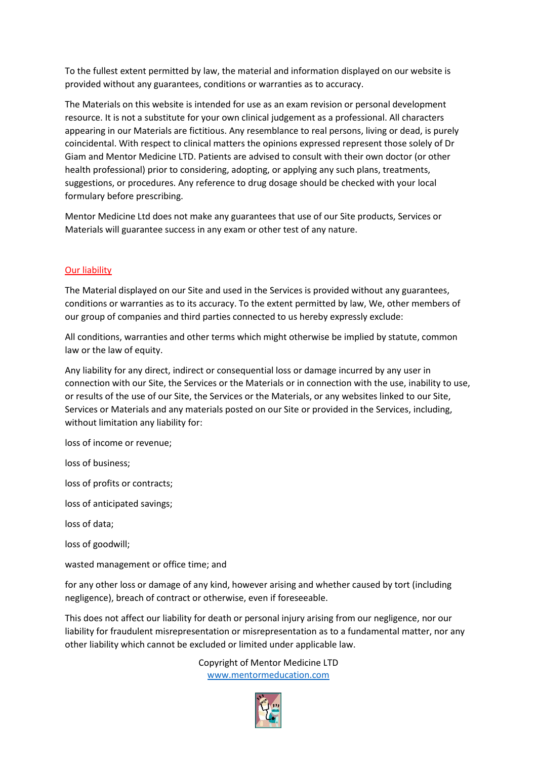To the fullest extent permitted by law, the material and information displayed on our website is provided without any guarantees, conditions or warranties as to accuracy.

The Materials on this website is intended for use as an exam revision or personal development resource. It is not a substitute for your own clinical judgement as a professional. All characters appearing in our Materials are fictitious. Any resemblance to real persons, living or dead, is purely coincidental. With respect to clinical matters the opinions expressed represent those solely of Dr Giam and Mentor Medicine LTD. Patients are advised to consult with their own doctor (or other health professional) prior to considering, adopting, or applying any such plans, treatments, suggestions, or procedures. Any reference to drug dosage should be checked with your local formulary before prescribing.

Mentor Medicine Ltd does not make any guarantees that use of our Site products, Services or Materials will guarantee success in any exam or other test of any nature.

## Our liability

The Material displayed on our Site and used in the Services is provided without any guarantees, conditions or warranties as to its accuracy. To the extent permitted by law, We, other members of our group of companies and third parties connected to us hereby expressly exclude:

All conditions, warranties and other terms which might otherwise be implied by statute, common law or the law of equity.

Any liability for any direct, indirect or consequential loss or damage incurred by any user in connection with our Site, the Services or the Materials or in connection with the use, inability to use, or results of the use of our Site, the Services or the Materials, or any websites linked to our Site, Services or Materials and any materials posted on our Site or provided in the Services, including, without limitation any liability for:

loss of income or revenue;

loss of business;

loss of profits or contracts;

loss of anticipated savings;

loss of data;

loss of goodwill;

wasted management or office time; and

for any other loss or damage of any kind, however arising and whether caused by tort (including negligence), breach of contract or otherwise, even if foreseeable.

This does not affect our liability for death or personal injury arising from our negligence, nor our liability for fraudulent misrepresentation or misrepresentation as to a fundamental matter, nor any other liability which cannot be excluded or limited under applicable law.

Copyright of Mentor Medicine LTD
www.mentormeducation.com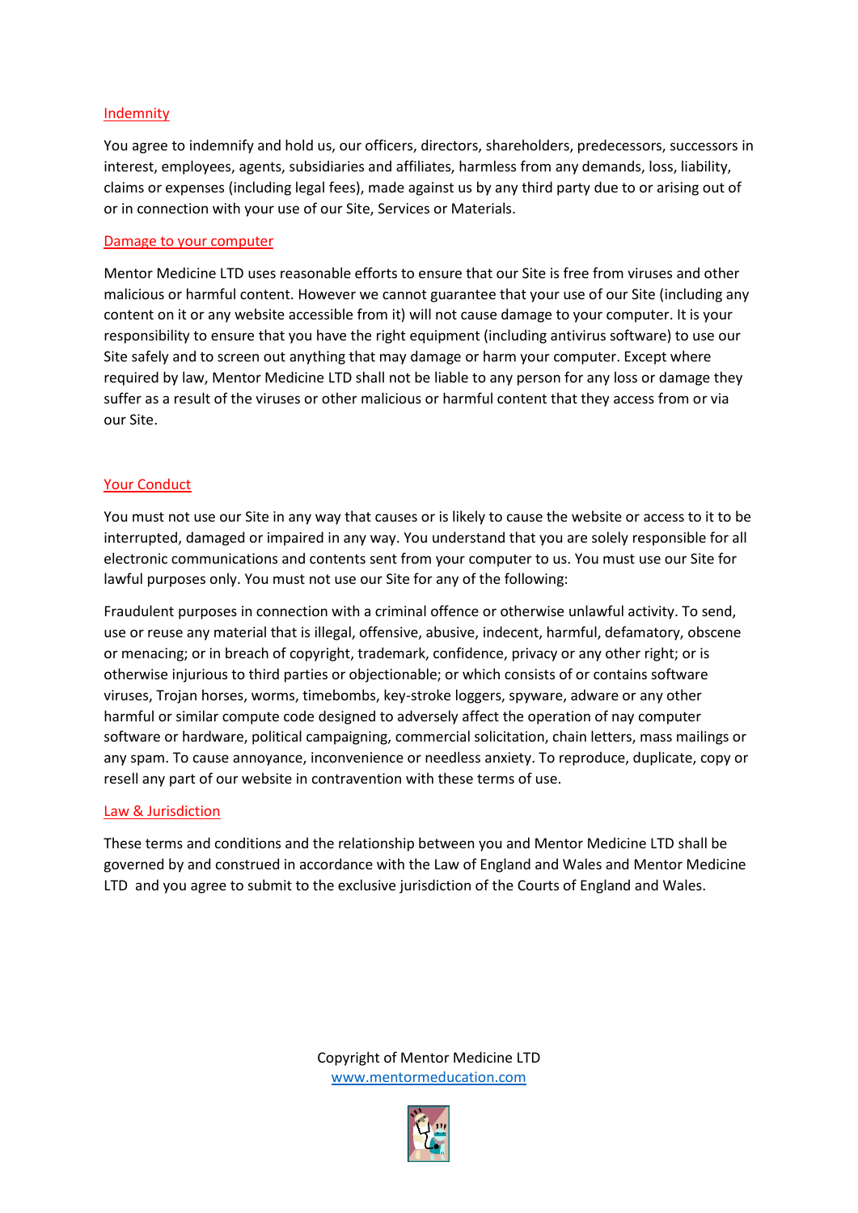## Indemnity

You agree to indemnify and hold us, our officers, directors, shareholders, predecessors, successors in interest, employees, agents, subsidiaries and affiliates, harmless from any demands, loss, liability, claims or expenses (including legal fees), made against us by any third party due to or arising out of or in connection with your use of our Site, Services or Materials.

## Damage to your computer

Mentor Medicine LTD uses reasonable efforts to ensure that our Site is free from viruses and other malicious or harmful content. However we cannot guarantee that your use of our Site (including any content on it or any website accessible from it) will not cause damage to your computer. It is your responsibility to ensure that you have the right equipment (including antivirus software) to use our Site safely and to screen out anything that may damage or harm your computer. Except where required by law, Mentor Medicine LTD shall not be liable to any person for any loss or damage they suffer as a result of the viruses or other malicious or harmful content that they access from or via our Site.

## Your Conduct

You must not use our Site in any way that causes or is likely to cause the website or access to it to be interrupted, damaged or impaired in any way. You understand that you are solely responsible for all electronic communications and contents sent from your computer to us. You must use our Site for lawful purposes only. You must not use our Site for any of the following:

Fraudulent purposes in connection with a criminal offence or otherwise unlawful activity. To send, use or reuse any material that is illegal, offensive, abusive, indecent, harmful, defamatory, obscene or menacing; or in breach of copyright, trademark, confidence, privacy or any other right; or is otherwise injurious to third parties or objectionable; or which consists of or contains software viruses, Trojan horses, worms, timebombs, key-stroke loggers, spyware, adware or any other harmful or similar compute code designed to adversely affect the operation of nay computer software or hardware, political campaigning, commercial solicitation, chain letters, mass mailings or any spam. To cause annoyance, inconvenience or needless anxiety. To reproduce, duplicate, copy or resell any part of our website in contravention with these terms of use.

## Law & Jurisdiction

These terms and conditions and the relationship between you and Mentor Medicine LTD shall be governed by and construed in accordance with the Law of England and Wales and Mentor Medicine LTD and you agree to submit to the exclusive jurisdiction of the Courts of England and Wales.

Copyright of Mentor Medicine LTD
www.mentormeducation.com